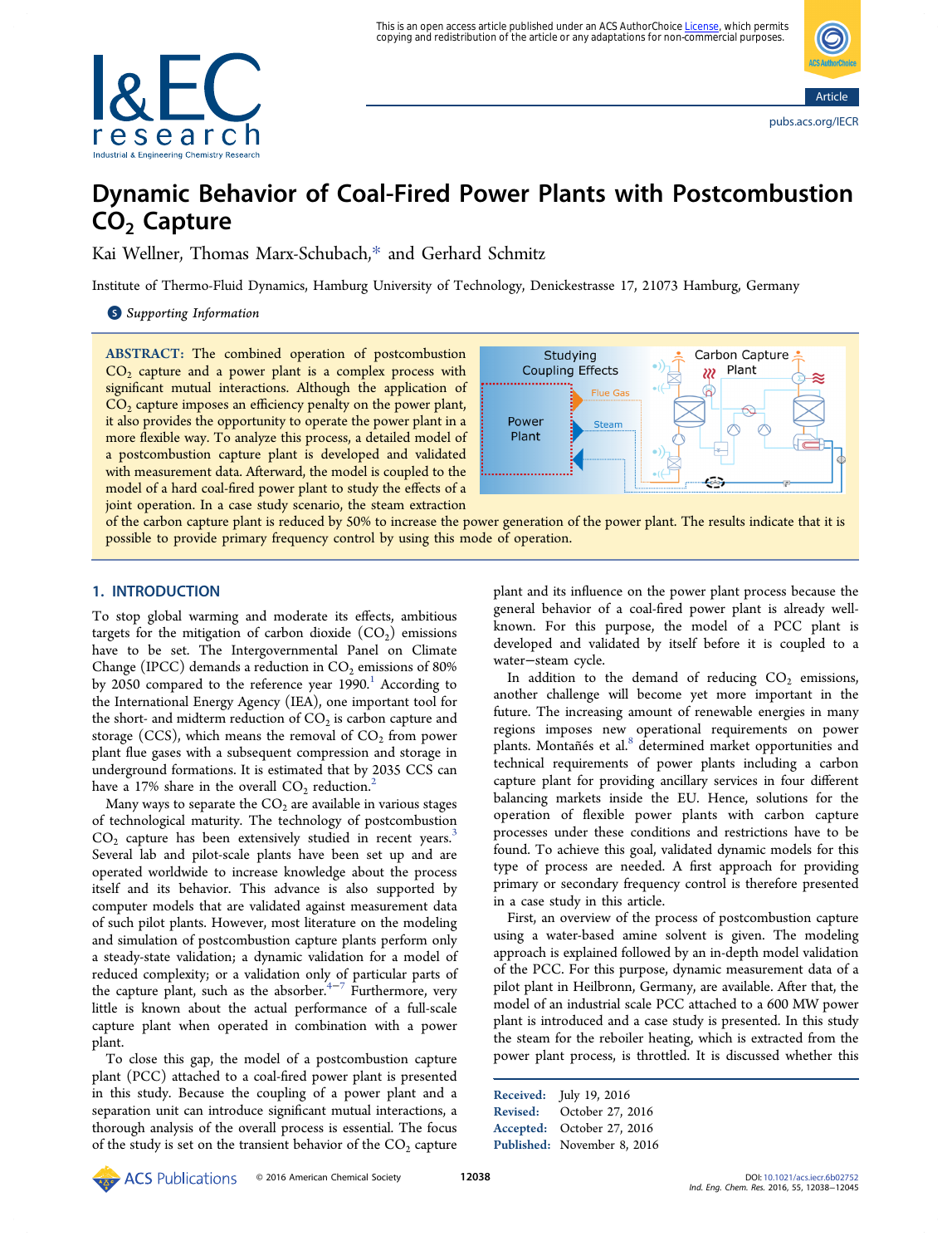# Dynamic Behavior of Coal-Fired Power Plants with Postcombustion $CO_2$ Capture

Kai Wellner, Thomas Marx-Schubach,* and Gerhard Schmitz

Institute of Thermo-Fluid Dynamics, Hamburg University of Technology, Denickestrasse 17, 21073 Hamburg, Germany

*Supporting Information*

**ABSTRACT:** The combined operation of postcombustion $CO_2$ capture and a power plant is a complex process with significant mutual interactions. Although the application of $CO_2$ capture imposes an efficiency penalty on the power plant, it also provides the opportunity to operate the power plant in a more flexible way. To analyze this process, a detailed model of a postcombustion capture plant is developed and validated with measurement data. Afterward, the model is coupled to the model of a hard coal-fired power plant to study the effects of a joint operation. In a case study scenario, the steam extraction of the carbon capture plant is reduced by 50% to increase the power generation of the power plant. The results indicate that it is possible to provide primary frequency control by using this mode of operation.

## 1. INTRODUCTION

To stop global warming and moderate its effects, ambitious targets for the mitigation of carbon dioxide ($CO_2$) emissions have to be set. The Intergovernmental Panel on Climate Change (IPCC) demands a reduction in $CO_2$ emissions of 80% by 2050 compared to the reference year 1990.[1] According to the International Energy Agency (IEA), one important tool for the short- and midterm reduction of $CO_2$ is carbon capture and storage (CCS), which means the removal of $CO_2$ from power plant flue gases with a subsequent compression and storage in underground formations. It is estimated that by 2035 CCS can have a 17% share in the overall $CO_2$ reduction.[2]

Many ways to separate the $CO_2$ are available in various stages of technological maturity. The technology of postcombustion $CO_2$ capture has been extensively studied in recent years.[3] Several lab and pilot-scale plants have been set up and are operated worldwide to increase knowledge about the process itself and its behavior. This advance is also supported by computer models that are validated against measurement data of such pilot plants. However, most literature on the modeling and simulation of postcombustion capture plants perform only a steady-state validation; a dynamic validation for a model of reduced complexity; or a validation only of particular parts of the capture plant, such as the absorber.[4−7] Furthermore, very little is known about the actual performance of a full-scale capture plant when operated in combination with a power plant.

To close this gap, the model of a postcombustion capture plant (PCC) attached to a coal-fired power plant is presented in this study. Because the coupling of a power plant and a separation unit can introduce significant mutual interactions, a thorough analysis of the overall process is essential. The focus of the study is set on the transient behavior of the $CO_2$ capture plant and its influence on the power plant process because the general behavior of a coal-fired power plant is already well-known. For this purpose, the model of a PCC plant is developed and validated by itself before it is coupled to a water−steam cycle.

In addition to the demand of reducing $CO_2$ emissions, another challenge will become yet more important in the future. The increasing amount of renewable energies in many regions imposes new operational requirements on power plants. Montañés et al.[8] determined market opportunities and technical requirements of power plants including a carbon capture plant for providing ancillary services in four different balancing markets inside the EU. Hence, solutions for the operation of flexible power plants with carbon capture processes under these conditions and restrictions have to be found. To achieve this goal, validated dynamic models for this type of process are needed. A first approach for providing primary or secondary frequency control is therefore presented in a case study in this article.

First, an overview of the process of postcombustion capture using a water-based amine solvent is given. The modeling approach is explained followed by an in-depth model validation of the PCC. For this purpose, dynamic measurement data of a pilot plant in Heilbronn, Germany, are available. After that, the model of an industrial scale PCC attached to a 600 MW power plant is introduced and a case study is presented. In this study the steam for the reboiler heating, which is extracted from the power plant process, is throttled. It is discussed whether this

Received: July 19, 2016
Revised: October 27, 2016
Accepted: October 27, 2016
Published: November 8, 2016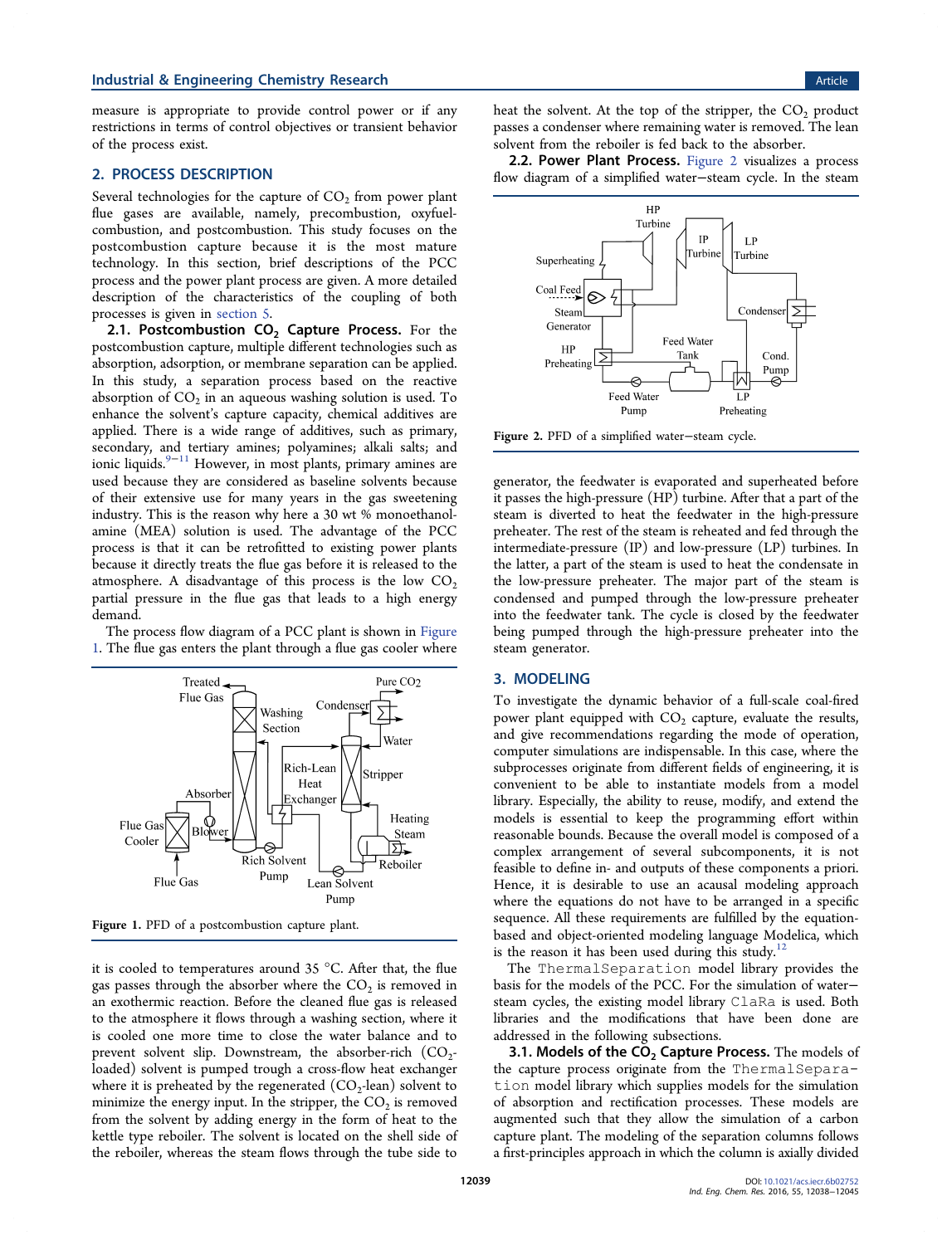measure is appropriate to provide control power or if any restrictions in terms of control objectives or transient behavior of the process exist.

## 2. PROCESS DESCRIPTION

Several technologies for the capture of $CO_2$ from power plant flue gases are available, namely, precombustion, oxyfuel-combustion, and postcombustion. This study focuses on the postcombustion capture because it is the most mature technology. In this section, brief descriptions of the PCC process and the power plant process are given. A more detailed description of the characteristics of the coupling of both processes is given in section 5.

**2.1. Postcombustion $CO_2$ Capture Process.** For the postcombustion capture, multiple different technologies such as absorption, adsorption, or membrane separation can be applied. In this study, a separation process based on the reactive absorption of $CO_2$ in an aqueous washing solution is used. To enhance the solvent's capture capacity, chemical additives are applied. There is a wide range of additives, such as primary, secondary, and tertiary amines; polyamines; alkali salts; and ionic liquids.[9−11] However, in most plants, primary amines are used because they are considered as baseline solvents because of their extensive use for many years in the gas sweetening industry. This is the reason why here a 30 wt % monoethanolamine (MEA) solution is used. The advantage of the PCC process is that it can be retrofitted to existing power plants because it directly treats the flue gas before it is released to the atmosphere. A disadvantage of this process is the low $CO_2$ partial pressure in the flue gas that leads to a high energy demand.

The process flow diagram of a PCC plant is shown in Figure 1. The flue gas enters the plant through a flue gas cooler where

Figure 1. PFD of a postcombustion capture plant.

it is cooled to temperatures around 35 °C. After that, the flue gas passes through the absorber where the $CO_2$ is removed in an exothermic reaction. Before the cleaned flue gas is released to the atmosphere it flows through a washing section, where it is cooled one more time to close the water balance and to prevent solvent slip. Downstream, the absorber-rich ($CO_2$-loaded) solvent is pumped trough a cross-flow heat exchanger where it is preheated by the regenerated ($CO_2$-lean) solvent to minimize the energy input. In the stripper, the $CO_2$ is removed from the solvent by adding energy in the form of heat to the kettle type reboiler. The solvent is located on the shell side of the reboiler, whereas the steam flows through the tube side to heat the solvent. At the top of the stripper, the $CO_2$ product passes a condenser where remaining water is removed. The lean solvent from the reboiler is fed back to the absorber.

**2.2. Power Plant Process.** Figure 2 visualizes a process flow diagram of a simplified water−steam cycle. In the steam

Figure 2. PFD of a simplified water−steam cycle.

generator, the feedwater is evaporated and superheated before it passes the high-pressure (HP) turbine. After that a part of the steam is diverted to heat the feedwater in the high-pressure preheater. The rest of the steam is reheated and fed through the intermediate-pressure (IP) and low-pressure (LP) turbines. In the latter, a part of the steam is used to heat the condensate in the low-pressure preheater. The major part of the steam is condensed and pumped through the low-pressure preheater into the feedwater tank. The cycle is closed by the feedwater being pumped through the high-pressure preheater into the steam generator.

## 3. MODELING

To investigate the dynamic behavior of a full-scale coal-fired power plant equipped with $CO_2$ capture, evaluate the results, and give recommendations regarding the mode of operation, computer simulations are indispensable. In this case, where the subprocesses originate from different fields of engineering, it is convenient to be able to instantiate models from a model library. Especially, the ability to reuse, modify, and extend the models is essential to keep the programming effort within reasonable bounds. Because the overall model is composed of a complex arrangement of several subcomponents, it is not feasible to define in- and outputs of these components a priori. Hence, it is desirable to use an acausal modeling approach where the equations do not have to be arranged in a specific sequence. All these requirements are fulfilled by the equation-based and object-oriented modeling language Modelica, which is the reason it has been used during this study.[12]

The `ThermalSeparation` model library provides the basis for the models of the PCC. For the simulation of water−steam cycles, the existing model library `ClaRa` is used. Both libraries and the modifications that have been done are addressed in the following subsections.

**3.1. Models of the $CO_2$ Capture Process.** The models of the capture process originate from the `ThermalSeparation` model library which supplies models for the simulation of absorption and rectification processes. These models are augmented such that they allow the simulation of a carbon capture plant. The modeling of the separation columns follows a first-principles approach in which the column is axially divided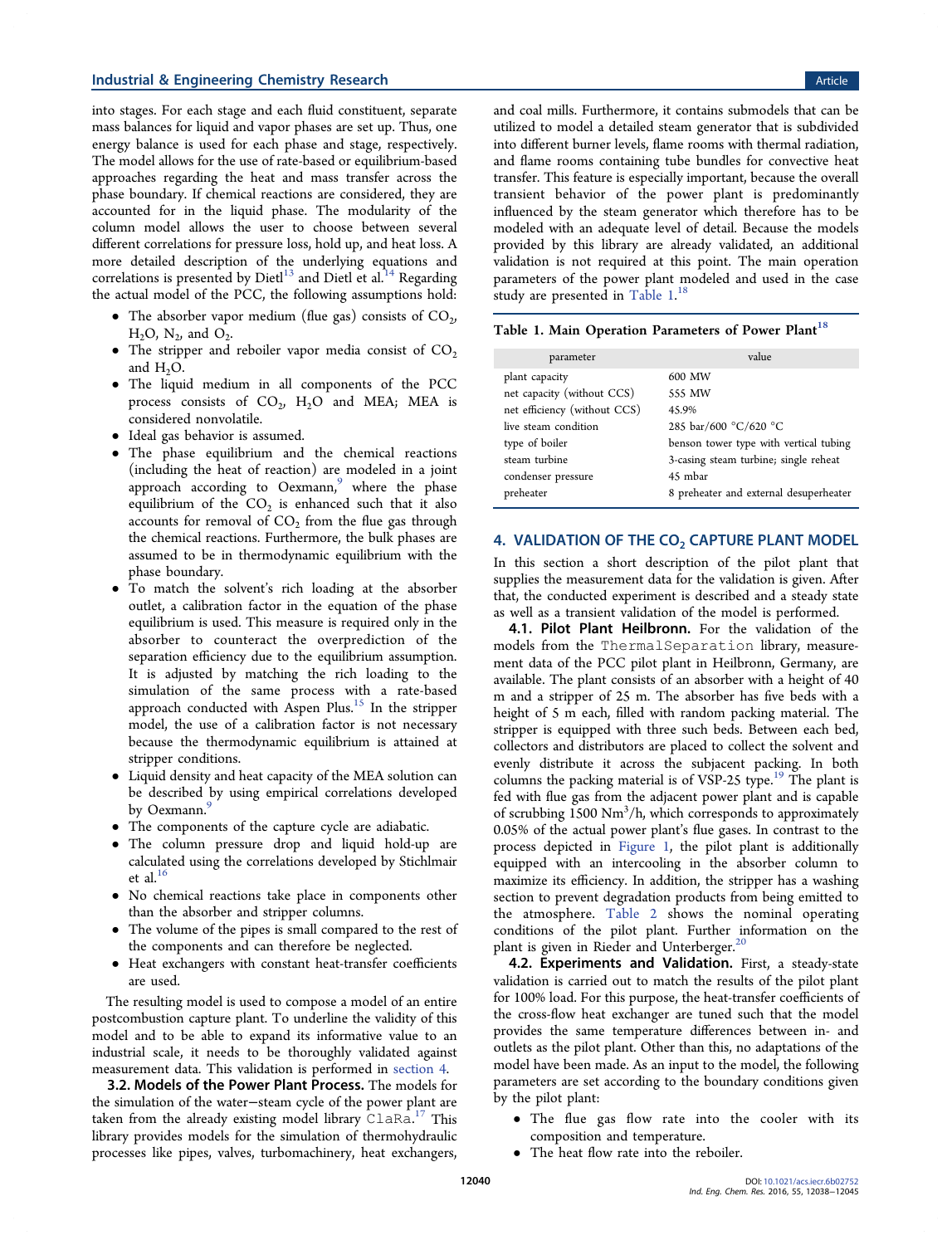into stages. For each stage and each fluid constituent, separate mass balances for liquid and vapor phases are set up. Thus, one energy balance is used for each phase and stage, respectively. The model allows for the use of rate-based or equilibrium-based approaches regarding the heat and mass transfer across the phase boundary. If chemical reactions are considered, they are accounted for in the liquid phase. The modularity of the column model allows the user to choose between several different correlations for pressure loss, hold up, and heat loss. A more detailed description of the underlying equations and correlations is presented by Dietl[13] and Dietl et al.[14] Regarding the actual model of the PCC, the following assumptions hold:

- The absorber vapor medium (flue gas) consists of $CO_2$, $H_2O$, $N_2$, and $O_2$.
- The stripper and reboiler vapor media consist of $CO_2$ and $H_2O$.
- The liquid medium in all components of the PCC process consists of $CO_2$, $H_2O$ and MEA; MEA is considered nonvolatile.
- Ideal gas behavior is assumed.
- The phase equilibrium and the chemical reactions (including the heat of reaction) are modeled in a joint approach according to Oexmann,[9] where the phase equilibrium of the $CO_2$ is enhanced such that it also accounts for removal of $CO_2$ from the flue gas through the chemical reactions. Furthermore, the bulk phases are assumed to be in thermodynamic equilibrium with the phase boundary.
- To match the solvent's rich loading at the absorber outlet, a calibration factor in the equation of the phase equilibrium is used. This measure is required only in the absorber to counteract the overprediction of the separation efficiency due to the equilibrium assumption. It is adjusted by matching the rich loading to the simulation of the same process with a rate-based approach conducted with Aspen Plus.[15] In the stripper model, the use of a calibration factor is not necessary because the thermodynamic equilibrium is attained at stripper conditions.
- Liquid density and heat capacity of the MEA solution can be described by using empirical correlations developed by Oexmann.[9]
- The components of the capture cycle are adiabatic.
- The column pressure drop and liquid hold-up are calculated using the correlations developed by Stichlmair et al.[16]
- No chemical reactions take place in components other than the absorber and stripper columns.
- The volume of the pipes is small compared to the rest of the components and can therefore be neglected.
- Heat exchangers with constant heat-transfer coefficients are used.

The resulting model is used to compose a model of an entire postcombustion capture plant. To underline the validity of this model and to be able to expand its informative value to an industrial scale, it needs to be thoroughly validated against measurement data. This validation is performed in section 4.

### 3.2. Models of the Power Plant Process.

The models for the simulation of the water−steam cycle of the power plant are taken from the already existing model library ClaRa.[17] This library provides models for the simulation of thermohydraulic processes like pipes, valves, turbomachinery, heat exchangers, and coal mills. Furthermore, it contains submodels that can be utilized to model a detailed steam generator that is subdivided into different burner levels, flame rooms with thermal radiation, and flame rooms containing tube bundles for convective heat transfer. This feature is especially important, because the overall transient behavior of the power plant is predominantly influenced by the steam generator which therefore has to be modeled with an adequate level of detail. Because the models provided by this library are already validated, an additional validation is not required at this point. The main operation parameters of the power plant modeled and used in the case study are presented in Table 1.[18]

**Table 1. Main Operation Parameters of Power Plant[18]**

| parameter | value |
|---|---|
| plant capacity | 600 MW |
| net capacity (without CCS) | 555 MW |
| net efficiency (without CCS) | 45.9% |
| live steam condition | 285 bar/600 °C/620 °C |
| type of boiler | benson tower type with vertical tubing |
| steam turbine | 3-casing steam turbine; single reheat |
| condenser pressure | 45 mbar |
| preheater | 8 preheater and external desuperheater |

## 4. VALIDATION OF THE $CO_2$ CAPTURE PLANT MODEL

In this section a short description of the pilot plant that supplies the measurement data for the validation is given. After that, the conducted experiment is described and a steady state as well as a transient validation of the model is performed.

### 4.1. Pilot Plant Heilbronn.

For the validation of the models from the ThermalSeparation library, measurement data of the PCC pilot plant in Heilbronn, Germany, are available. The plant consists of an absorber with a height of 40 m and a stripper of 25 m. The absorber has five beds with a height of 5 m each, filled with random packing material. The stripper is equipped with three such beds. Between each bed, collectors and distributors are placed to collect the solvent and evenly distribute it across the subjacent packing. In both columns the packing material is of VSP-25 type.[19] The plant is fed with flue gas from the adjacent power plant and is capable of scrubbing 1500 Nm³/h, which corresponds to approximately 0.05% of the actual power plant's flue gases. In contrast to the process depicted in Figure 1, the pilot plant is additionally equipped with an intercooling in the absorber column to maximize its efficiency. In addition, the stripper has a washing section to prevent degradation products from being emitted to the atmosphere. Table 2 shows the nominal operating conditions of the pilot plant. Further information on the plant is given in Rieder and Unterberger.[20]

### 4.2. Experiments and Validation.

First, a steady-state validation is carried out to match the results of the pilot plant for 100% load. For this purpose, the heat-transfer coefficients of the cross-flow heat exchanger are tuned such that the model provides the same temperature differences between in- and outlets as the pilot plant. Other than this, no adaptations of the model have been made. As an input to the model, the following parameters are set according to the boundary conditions given by the pilot plant:

- The flue gas flow rate into the cooler with its composition and temperature.
- The heat flow rate into the reboiler.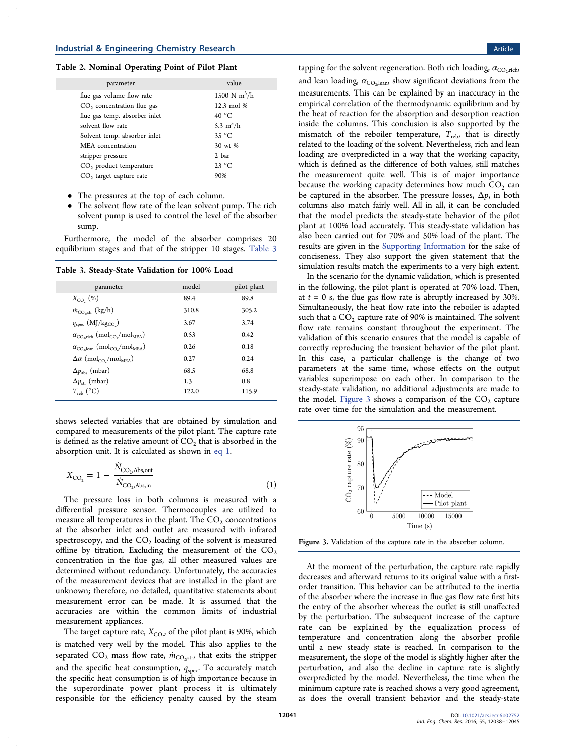**Table 2. Nominal Operating Point of Pilot Plant**

| parameter | value |
|---|---|
| flue gas volume flow rate | 1500 N m$^3$/h |
| $CO_2$ concentration flue gas | 12.3 mol % |
| flue gas temp. absorber inlet | 40 °C |
| solvent flow rate | 5.3 m$^3$/h |
| Solvent temp. absorber inlet | 35 °C |
| MEA concentration | 30 wt % |
| stripper pressure | 2 bar |
| $CO_2$ product temperature | 23 °C |
| $CO_2$ target capture rate | 90% |

- The pressures at the top of each column.
- The solvent flow rate of the lean solvent pump. The rich solvent pump is used to control the level of the absorber sump.

Furthermore, the model of the absorber comprises 20 equilibrium stages and that of the stripper 10 stages. Table 3 shows selected variables that are obtained by simulation and compared to measurements of the pilot plant. The capture rate is defined as the relative amount of $CO_2$ that is absorbed in the absorption unit. It is calculated as shown in eq 1.

**Table 3. Steady-State Validation for 100% Load**

| parameter | model | pilot plant |
|---|---|---|
| $X_{CO_2}$ (%) | 89.4 | 89.8 |
| $\dot{m}_{CO_2,str}$ (kg/h) | 310.8 | 305.2 |
| $q_{spec}$ (MJ/kg$_{CO_2}$) | 3.67 | 3.74 |
| $\alpha_{CO_2,rich}$ (mol$_{CO_2}$/mol$_{MEA}$) | 0.53 | 0.42 |
| $\alpha_{CO_2,lean}$ (mol$_{CO_2}$/mol$_{MEA}$) | 0.26 | 0.18 |
| $\Delta\alpha$ (mol$_{CO_2}$/mol$_{MEA}$) | 0.27 | 0.24 |
| $\Delta p_{abs}$ (mbar) | 68.5 | 68.8 |
| $\Delta p_{str}$ (mbar) | 1.3 | 0.8 |
| $T_{reb}$ (°C) | 122.0 | 115.9 |

$$X_{CO_2} = 1 - \frac{\dot{N}_{CO_2,Abs,out}}{\dot{N}_{CO_2,Abs,in}} \tag{1}$$

The pressure loss in both columns is measured with a differential pressure sensor. Thermocouples are utilized to measure all temperatures in the plant. The $CO_2$ concentrations at the absorber inlet and outlet are measured with infrared spectroscopy, and the $CO_2$ loading of the solvent is measured offline by titration. Excluding the measurement of the $CO_2$ concentration in the flue gas, all other measured values are determined without redundancy. Unfortunately, the accuracies of the measurement devices that are installed in the plant are unknown; therefore, no detailed, quantitative statements about measurement error can be made. It is assumed that the accuracies are within the common limits of industrial measurement appliances.

The target capture rate, $X_{CO_2}$, of the pilot plant is 90%, which is matched very well by the model. This also applies to the separated $CO_2$ mass flow rate, $\dot{m}_{CO_2,str}$, that exits the stripper and the specific heat consumption, $q_{spec}$. To accurately match the specific heat consumption is of high importance because in the superordinate power plant process it is ultimately responsible for the efficiency penalty caused by the steam tapping for the solvent regeneration. Both rich loading, $\alpha_{CO_2,rich}$, and lean loading, $\alpha_{CO_2,lean}$, show significant deviations from the measurements. This can be explained by an inaccuracy in the empirical correlation of the thermodynamic equilibrium and by the heat of reaction for the absorption and desorption reaction inside the columns. This conclusion is also supported by the mismatch of the reboiler temperature, $T_{reb}$, that is directly related to the loading of the solvent. Nevertheless, rich and lean loading are overpredicted in a way that the working capacity, which is defined as the difference of both values, still matches the measurement quite well. This is of major importance because the working capacity determines how much $CO_2$ can be captured in the absorber. The pressure losses, $\Delta p$, in both columns also match fairly well. All in all, it can be concluded that the model predicts the steady-state behavior of the pilot plant at 100% load accurately. This steady-state validation has also been carried out for 70% and 50% load of the plant. The results are given in the Supporting Information for the sake of conciseness. They also support the given statement that the simulation results match the experiments to a very high extent.

In the scenario for the dynamic validation, which is presented in the following, the pilot plant is operated at 70% load. Then, at $t = 0$ s, the flue gas flow rate is abruptly increased by 30%. Simultaneously, the heat flow rate into the reboiler is adapted such that a $CO_2$ capture rate of 90% is maintained. The solvent flow rate remains constant throughout the experiment. The validation of this scenario ensures that the model is capable of correctly reproducing the transient behavior of the pilot plant. In this case, a particular challenge is the change of two parameters at the same time, whose effects on the output variables superimpose on each other. In comparison to the steady-state validation, no additional adjustments are made to the model. Figure 3 shows a comparison of the $CO_2$ capture rate over time for the simulation and the measurement.

Figure 3. Validation of the capture rate in the absorber column.

At the moment of the perturbation, the capture rate rapidly decreases and afterward returns to its original value with a first-order transition. This behavior can be attributed to the inertia of the absorber where the increase in flue gas flow rate first hits the entry of the absorber whereas the outlet is still unaffected by the perturbation. The subsequent increase of the capture rate can be explained by the equalization process of temperature and concentration along the absorber profile until a new steady state is reached. In comparison to the measurement, the slope of the model is slightly higher after the perturbation, and also the decline in capture rate is slightly overpredicted by the model. Nevertheless, the time when the minimum capture rate is reached shows a very good agreement, as does the overall transient behavior and the steady-state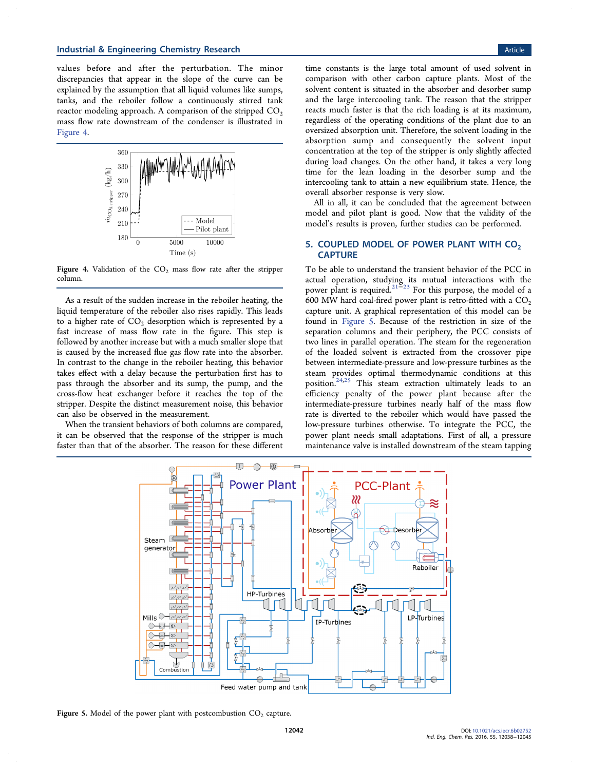values before and after the perturbation. The minor discrepancies that appear in the slope of the curve can be explained by the assumption that all liquid volumes like sumps, tanks, and the reboiler follow a continuously stirred tank reactor modeling approach. A comparison of the stripped $CO_2$ mass flow rate downstream of the condenser is illustrated in Figure 4.

Figure 4. Validation of the $CO_2$ mass flow rate after the stripper column.

As a result of the sudden increase in the reboiler heating, the liquid temperature of the reboiler also rises rapidly. This leads to a higher rate of $CO_2$ desorption which is represented by a fast increase of mass flow rate in the figure. This step is followed by another increase but with a much smaller slope that is caused by the increased flue gas flow rate into the absorber. In contrast to the change in the reboiler heating, this behavior takes effect with a delay because the perturbation first has to pass through the absorber and its sump, the pump, and the cross-flow heat exchanger before it reaches the top of the stripper. Despite the distinct measurement noise, this behavior can also be observed in the measurement.

When the transient behaviors of both columns are compared, it can be observed that the response of the stripper is much faster than that of the absorber. The reason for these different time constants is the large total amount of used solvent in comparison with other carbon capture plants. Most of the solvent content is situated in the absorber and desorber sump and the large intercooling tank. The reason that the stripper reacts much faster is that the rich loading is at its maximum, regardless of the operating conditions of the plant due to an oversized absorption unit. Therefore, the solvent loading in the absorption sump and consequently the solvent input concentration at the top of the stripper is only slightly affected during load changes. On the other hand, it takes a very long time for the lean loading in the desorber sump and the intercooling tank to attain a new equilibrium state. Hence, the overall absorber response is very slow.

All in all, it can be concluded that the agreement between model and pilot plant is good. Now that the validity of the model's results is proven, further studies can be performed.

## 5. COUPLED MODEL OF POWER PLANT WITH $CO_2$ CAPTURE

To be able to understand the transient behavior of the PCC in actual operation, studying its mutual interactions with the power plant is required.[21−23] For this purpose, the model of a 600 MW hard coal-fired power plant is retro-fitted with a $CO_2$ capture unit. A graphical representation of this model can be found in Figure 5. Because of the restriction in size of the separation columns and their periphery, the PCC consists of two lines in parallel operation. The steam for the regeneration of the loaded solvent is extracted from the crossover pipe between intermediate-pressure and low-pressure turbines as the steam provides optimal thermodynamic conditions at this position.[24,25] This steam extraction ultimately leads to an efficiency penalty of the power plant because after the intermediate-pressure turbines nearly half of the mass flow rate is diverted to the reboiler which would have passed the low-pressure turbines otherwise. To integrate the PCC, the power plant needs small adaptations. First of all, a pressure maintenance valve is installed downstream of the steam tapping

Figure 5. Model of the power plant with postcombustion $CO_2$ capture.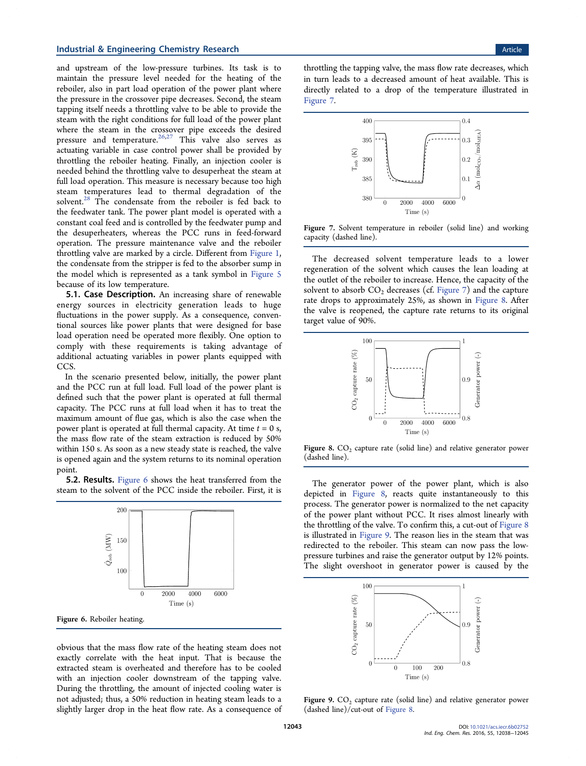and upstream of the low-pressure turbines. Its task is to maintain the pressure level needed for the heating of the reboiler, also in part load operation of the power plant where the pressure in the crossover pipe decreases. Second, the steam tapping itself needs a throttling valve to be able to provide the steam with the right conditions for full load of the power plant where the steam in the crossover pipe exceeds the desired pressure and temperature.[26,27] This valve also serves as actuating variable in case control power shall be provided by throttling the reboiler heating. Finally, an injection cooler is needed behind the throttling valve to desuperheat the steam at full load operation. This measure is necessary because too high steam temperatures lead to thermal degradation of the solvent.[28] The condensate from the reboiler is fed back to the feedwater tank. The power plant model is operated with a constant coal feed and is controlled by the feedwater pump and the desuperheaters, whereas the PCC runs in feed-forward operation. The pressure maintenance valve and the reboiler throttling valve are marked by a circle. Different from Figure 1, the condensate from the stripper is fed to the absorber sump in the model which is represented as a tank symbol in Figure 5 because of its low temperature.

**5.1. Case Description.** An increasing share of renewable energy sources in electricity generation leads to huge fluctuations in the power supply. As a consequence, conventional sources like power plants that were designed for base load operation need be operated more flexibly. One option to comply with these requirements is taking advantage of additional actuating variables in power plants equipped with CCS.

In the scenario presented below, initially, the power plant and the PCC run at full load. Full load of the power plant is defined such that the power plant is operated at full thermal capacity. The PCC runs at full load when it has to treat the maximum amount of flue gas, which is also the case when the power plant is operated at full thermal capacity. At time $t = 0$ s, the mass flow rate of the steam extraction is reduced by 50% within 150 s. As soon as a new steady state is reached, the valve is opened again and the system returns to its nominal operation point.

**5.2. Results.** Figure 6 shows the heat transferred from the steam to the solvent of the PCC inside the reboiler. First, it is obvious that the mass flow rate of the heating steam does not exactly correlate with the heat input. That is because the extracted steam is overheated and therefore has to be cooled with an injection cooler downstream of the tapping valve. During the throttling, the amount of injected cooling water is not adjusted; thus, a 50% reduction in heating steam leads to a slightly larger drop in the heat flow rate. As a consequence of throttling the tapping valve, the mass flow rate decreases, which in turn leads to a decreased amount of heat available. This is directly related to a drop of the temperature illustrated in Figure 7.

Figure 6. Reboiler heating.

Figure 7. Solvent temperature in reboiler (solid line) and working capacity (dashed line).

The decreased solvent temperature leads to a lower regeneration of the solvent which causes the lean loading at the outlet of the reboiler to increase. Hence, the capacity of the solvent to absorb $CO_2$ decreases (cf. Figure 7) and the capture rate drops to approximately 25%, as shown in Figure 8. After the valve is reopened, the capture rate returns to its original target value of 90%.

Figure 8. $CO_2$ capture rate (solid line) and relative generator power (dashed line).

The generator power of the power plant, which is also depicted in Figure 8, reacts quite instantaneously to this process. The generator power is normalized to the net capacity of the power plant without PCC. It rises almost linearly with the throttling of the valve. To confirm this, a cut-out of Figure 8 is illustrated in Figure 9. The reason lies in the steam that was redirected to the reboiler. This steam can now pass the low-pressure turbines and raise the generator output by 12% points. The slight overshoot in generator power is caused by the

Figure 9. $CO_2$ capture rate (solid line) and relative generator power (dashed line)/cut-out of Figure 8.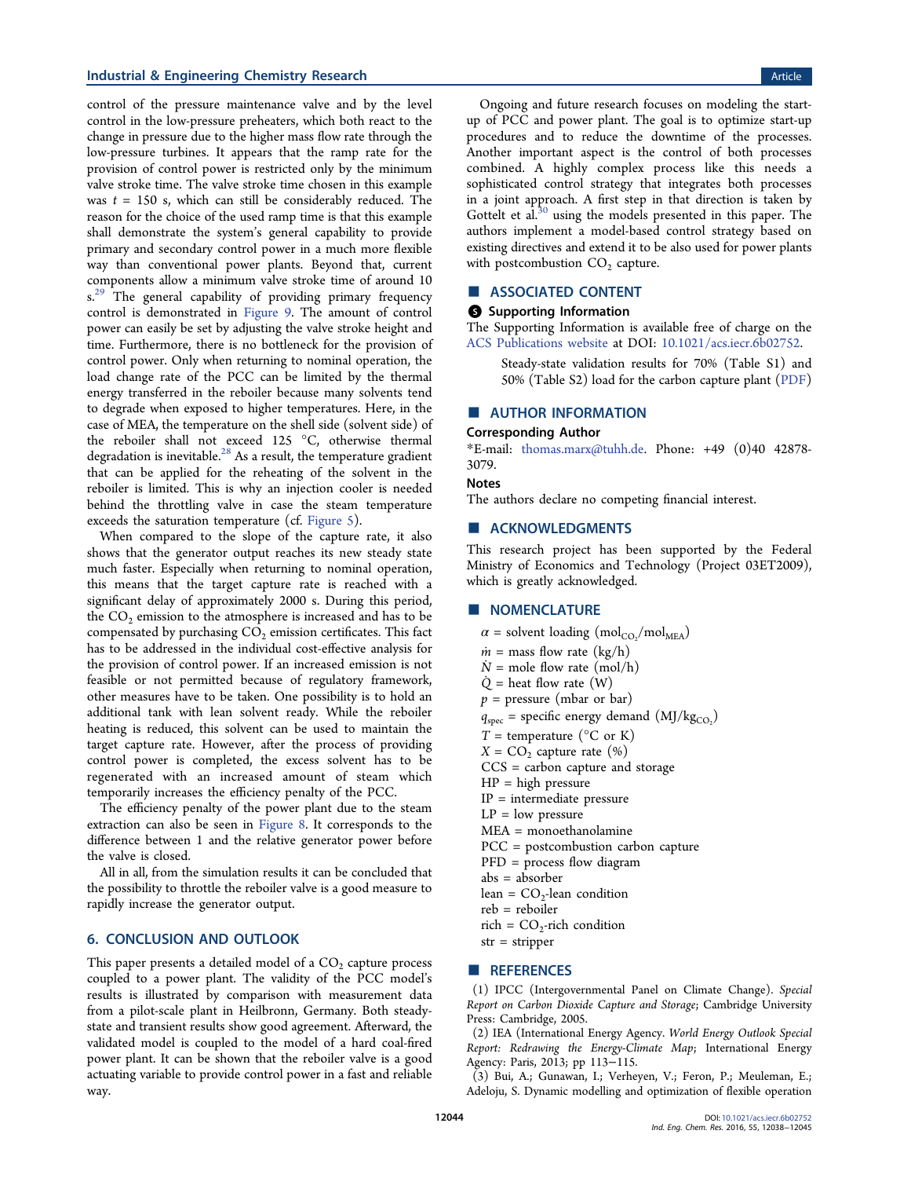control of the pressure maintenance valve and by the level control in the low-pressure preheaters, which both react to the change in pressure due to the higher mass flow rate through the low-pressure turbines. It appears that the ramp rate for the provision of control power is restricted only by the minimum valve stroke time. The valve stroke time chosen in this example was $t$ = 150 s, which can still be considerably reduced. The reason for the choice of the used ramp time is that this example shall demonstrate the system's general capability to provide primary and secondary control power in a much more flexible way than conventional power plants. Beyond that, current components allow a minimum valve stroke time of around 10 s.[29] The general capability of providing primary frequency control is demonstrated in Figure 9. The amount of control power can easily be set by adjusting the valve stroke height and time. Furthermore, there is no bottleneck for the provision of control power. Only when returning to nominal operation, the load change rate of the PCC can be limited by the thermal energy transferred in the reboiler because many solvents tend to degrade when exposed to higher temperatures. Here, in the case of MEA, the temperature on the shell side (solvent side) of the reboiler shall not exceed 125 °C, otherwise thermal degradation is inevitable.[28] As a result, the temperature gradient that can be applied for the reheating of the solvent in the reboiler is limited. This is why an injection cooler is needed behind the throttling valve in case the steam temperature exceeds the saturation temperature (cf. Figure 5).

When compared to the slope of the capture rate, it also shows that the generator output reaches its new steady state much faster. Especially when returning to nominal operation, this means that the target capture rate is reached with a significant delay of approximately 2000 s. During this period, the $CO_2$ emission to the atmosphere is increased and has to be compensated by purchasing $CO_2$ emission certificates. This fact has to be addressed in the individual cost-effective analysis for the provision of control power. If an increased emission is not feasible or not permitted because of regulatory framework, other measures have to be taken. One possibility is to hold an additional tank with lean solvent ready. While the reboiler heating is reduced, this solvent can be used to maintain the target capture rate. However, after the process of providing control power is completed, the excess solvent has to be regenerated with an increased amount of steam which temporarily increases the efficiency penalty of the PCC.

The efficiency penalty of the power plant due to the steam extraction can also be seen in Figure 8. It corresponds to the difference between 1 and the relative generator power before the valve is closed.

All in all, from the simulation results it can be concluded that the possibility to throttle the reboiler valve is a good measure to rapidly increase the generator output.

## 6. CONCLUSION AND OUTLOOK

This paper presents a detailed model of a $CO_2$ capture process coupled to a power plant. The validity of the PCC model's results is illustrated by comparison with measurement data from a pilot-scale plant in Heilbronn, Germany. Both steady-state and transient results show good agreement. Afterward, the validated model is coupled to the model of a hard coal-fired power plant. It can be shown that the reboiler valve is a good actuating variable to provide control power in a fast and reliable way.

Ongoing and future research focuses on modeling the start-up of PCC and power plant. The goal is to optimize start-up procedures and to reduce the downtime of the processes. Another important aspect is the control of both processes combined. A highly complex process like this needs a sophisticated control strategy that integrates both processes in a joint approach. A first step in that direction is taken by Gottelt et al.[30] using the models presented in this paper. The authors implement a model-based control strategy based on existing directives and extend it to be also used for power plants with postcombustion $CO_2$ capture.

## ■ ASSOCIATED CONTENT

### Supporting Information

The Supporting Information is available free of charge on the ACS Publications website at DOI: 10.1021/acs.iecr.6b02752.

Steady-state validation results for 70% (Table S1) and 50% (Table S2) load for the carbon capture plant (PDF)

## ■ AUTHOR INFORMATION

### Corresponding Author

*E-mail: thomas.marx@tuhh.de. Phone: +49 (0)40 42878-3079.

### Notes

The authors declare no competing financial interest.

## ■ ACKNOWLEDGMENTS

This research project has been supported by the Federal Ministry of Economics and Technology (Project 03ET2009), which is greatly acknowledged.

## ■ NOMENCLATURE

$\alpha$ = solvent loading ($mol_{CO_2}/mol_{MEA}$)
$\dot{m}$ = mass flow rate (kg/h)
$\dot{N}$ = mole flow rate (mol/h)
$\dot{Q}$ = heat flow rate (W)
$p$ = pressure (mbar or bar)
$q_{spec}$ = specific energy demand ($MJ/kg_{CO_2}$)
$T$ = temperature (°C or K)
$X$ = $CO_2$ capture rate (%)
CCS = carbon capture and storage
HP = high pressure
IP = intermediate pressure
LP = low pressure
MEA = monoethanolamine
PCC = postcombustion carbon capture
PFD = process flow diagram
abs = absorber
lean = $CO_2$-lean condition
reb = reboiler
rich = $CO_2$-rich condition
str = stripper

## ■ REFERENCES

(1) IPCC (Intergovernmental Panel on Climate Change). *Special Report on Carbon Dioxide Capture and Storage*; Cambridge University Press: Cambridge, 2005.

(2) IEA (International Energy Agency. *World Energy Outlook Special Report: Redrawing the Energy-Climate Map*; International Energy Agency: Paris, 2013; pp 113−115.

(3) Bui, A.; Gunawan, I.; Verheyen, V.; Feron, P.; Meuleman, E.; Adeloju, S. Dynamic modelling and optimization of flexible operation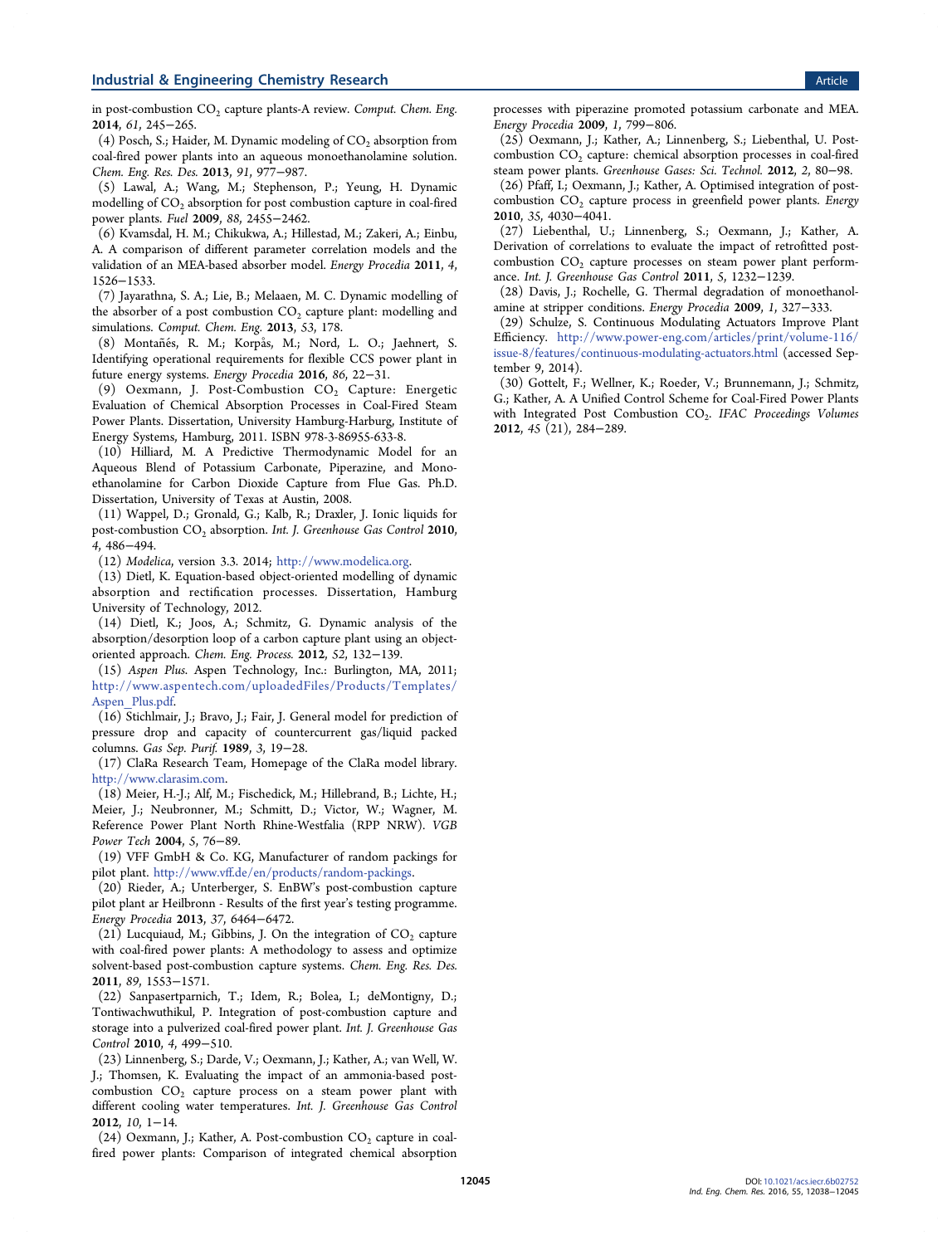in post-combustion $CO_2$ capture plants-A review. *Comput. Chem. Eng.* **2014**, *61*, 245−265.

(4) Posch, S.; Haider, M. Dynamic modeling of $CO_2$ absorption from coal-fired power plants into an aqueous monoethanolamine solution. *Chem. Eng. Res. Des.* **2013**, *91*, 977−987.

(5) Lawal, A.; Wang, M.; Stephenson, P.; Yeung, H. Dynamic modelling of $CO_2$ absorption for post combustion capture in coal-fired power plants. *Fuel* **2009**, *88*, 2455−2462.

(6) Kvamsdal, H. M.; Chikukwa, A.; Hillestad, M.; Zakeri, A.; Einbu, A. A comparison of different parameter correlation models and the validation of an MEA-based absorber model. *Energy Procedia* **2011**, *4*, 1526−1533.

(7) Jayarathna, S. A.; Lie, B.; Melaaen, M. C. Dynamic modelling of the absorber of a post combustion $CO_2$ capture plant: modelling and simulations. *Comput. Chem. Eng.* **2013**, *53*, 178.

(8) Montañés, R. M.; Korpås, M.; Nord, L. O.; Jaehnert, S. Identifying operational requirements for flexible CCS power plant in future energy systems. *Energy Procedia* **2016**, *86*, 22−31.

(9) Oexmann, J. Post-Combustion $CO_2$ Capture: Energetic Evaluation of Chemical Absorption Processes in Coal-Fired Steam Power Plants. Dissertation, University Hamburg-Harburg, Institute of Energy Systems, Hamburg, 2011. ISBN 978-3-86955-633-8.

(10) Hilliard, M. A Predictive Thermodynamic Model for an Aqueous Blend of Potassium Carbonate, Piperazine, and Monoethanolamine for Carbon Dioxide Capture from Flue Gas. Ph.D. Dissertation, University of Texas at Austin, 2008.

(11) Wappel, D.; Gronald, G.; Kalb, R.; Draxler, J. Ionic liquids for post-combustion $CO_2$ absorption. *Int. J. Greenhouse Gas Control* **2010**, *4*, 486−494.

(12) *Modelica*, version 3.3. 2014; http://www.modelica.org.

(13) Dietl, K. Equation-based object-oriented modelling of dynamic absorption and rectification processes. Dissertation, Hamburg University of Technology, 2012.

(14) Dietl, K.; Joos, A.; Schmitz, G. Dynamic analysis of the absorption/desorption loop of a carbon capture plant using an object-oriented approach. *Chem. Eng. Process.* **2012**, *52*, 132−139.

(15) *Aspen Plus*. Aspen Technology, Inc.: Burlington, MA, 2011; http://www.aspentech.com/uploadedFiles/Products/Templates/Aspen_Plus.pdf.

(16) Stichlmair, J.; Bravo, J.; Fair, J. General model for prediction of pressure drop and capacity of countercurrent gas/liquid packed columns. *Gas Sep. Purif.* **1989**, *3*, 19−28.

(17) ClaRa Research Team, Homepage of the ClaRa model library. http://www.clarasim.com.

(18) Meier, H.-J.; Alf, M.; Fischedick, M.; Hillebrand, B.; Lichte, H.; Meier, J.; Neubronner, M.; Schmitt, D.; Victor, W.; Wagner, M. Reference Power Plant North Rhine-Westfalia (RPP NRW). *VGB Power Tech* **2004**, *5*, 76−89.

(19) VFF GmbH & Co. KG, Manufacturer of random packings for pilot plant. http://www.vff.de/en/products/random-packings.

(20) Rieder, A.; Unterberger, S. EnBW's post-combustion capture pilot plant ar Heilbronn - Results of the first year's testing programme. *Energy Procedia* **2013**, *37*, 6464−6472.

(21) Lucquiaud, M.; Gibbins, J. On the integration of $CO_2$ capture with coal-fired power plants: A methodology to assess and optimize solvent-based post-combustion capture systems. *Chem. Eng. Res. Des.* **2011**, *89*, 1553−1571.

(22) Sanpasertparnich, T.; Idem, R.; Bolea, I.; deMontigny, D.; Tontiwachwuthikul, P. Integration of post-combustion capture and storage into a pulverized coal-fired power plant. *Int. J. Greenhouse Gas Control* **2010**, *4*, 499−510.

(23) Linnenberg, S.; Darde, V.; Oexmann, J.; Kather, A.; van Well, W. J.; Thomsen, K. Evaluating the impact of an ammonia-based post-combustion $CO_2$ capture process on a steam power plant with different cooling water temperatures. *Int. J. Greenhouse Gas Control* **2012**, *10*, 1−14.

(24) Oexmann, J.; Kather, A. Post-combustion $CO_2$ capture in coal-fired power plants: Comparison of integrated chemical absorption processes with piperazine promoted potassium carbonate and MEA. *Energy Procedia* **2009**, *1*, 799−806.

(25) Oexmann, J.; Kather, A.; Linnenberg, S.; Liebenthal, U. Post-combustion $CO_2$ capture: chemical absorption processes in coal-fired steam power plants. *Greenhouse Gases: Sci. Technol.* **2012**, *2*, 80−98.

(26) Pfaff, I.; Oexmann, J.; Kather, A. Optimised integration of post-combustion $CO_2$ capture process in greenfield power plants. *Energy* **2010**, *35*, 4030−4041.

(27) Liebenthal, U.; Linnenberg, S.; Oexmann, J.; Kather, A. Derivation of correlations to evaluate the impact of retrofitted post-combustion $CO_2$ capture processes on steam power plant performance. *Int. J. Greenhouse Gas Control* **2011**, *5*, 1232−1239.

(28) Davis, J.; Rochelle, G. Thermal degradation of monoethanolamine at stripper conditions. *Energy Procedia* **2009**, *1*, 327−333.

(29) Schulze, S. Continuous Modulating Actuators Improve Plant Efficiency. http://www.power-eng.com/articles/print/volume-116/issue-8/features/continuous-modulating-actuators.html (accessed September 9, 2014).

(30) Gottelt, F.; Wellner, K.; Roeder, V.; Brunnemann, J.; Schmitz, G.; Kather, A. A Unified Control Scheme for Coal-Fired Power Plants with Integrated Post Combustion $CO_2$. *IFAC Proceedings Volumes* **2012**, *45* (21), 284−289.